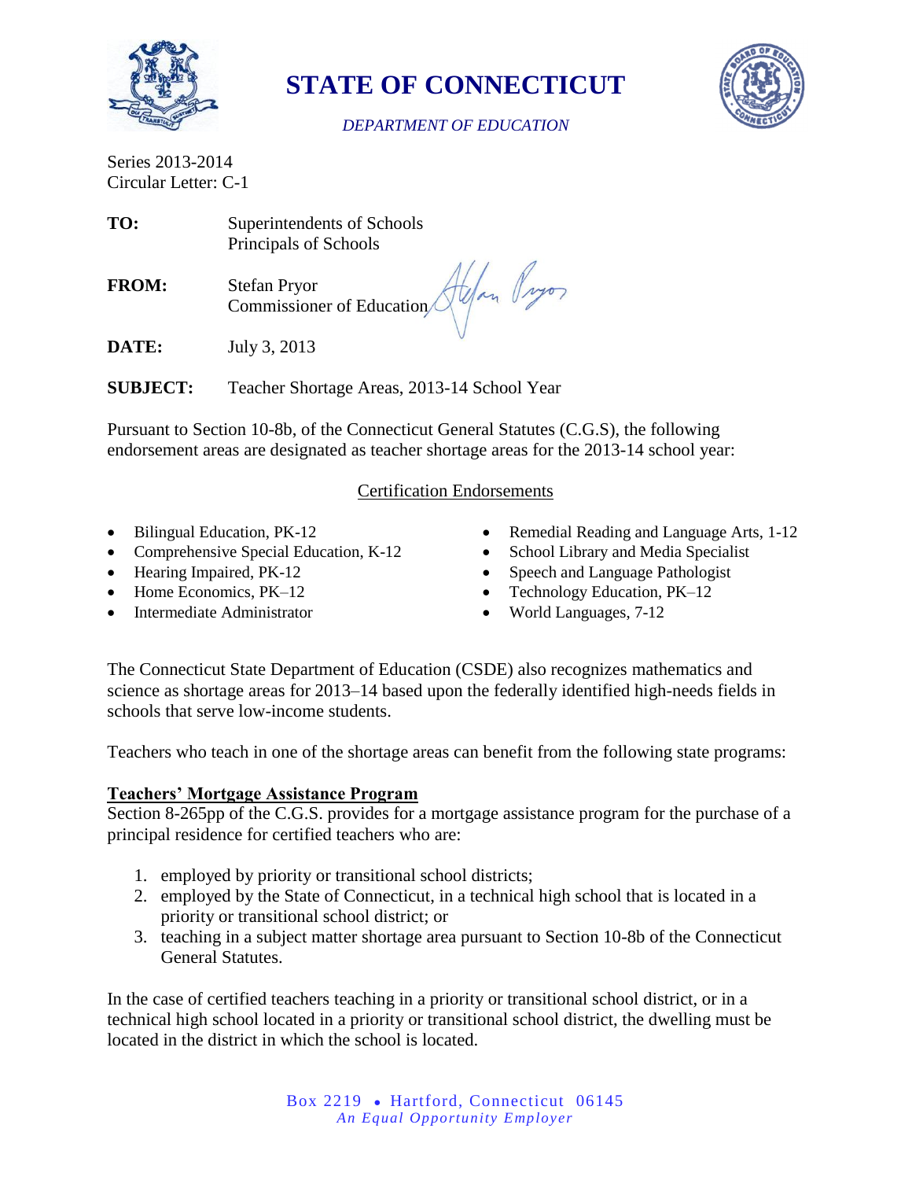# STATE OF CONNECTICUT

*DEPARTMENT OF EDUCATION*

Series 2013-2014
Circular Letter: C-1

**TO:** Superintendents of Schools
Principals of Schools

**FROM:** Stefan Pryor
Commissioner of Education

**DATE:** July 3, 2013

**SUBJECT:** Teacher Shortage Areas, 2013-14 School Year

Pursuant to Section 10-8b, of the Connecticut General Statutes (C.G.S), the following endorsement areas are designated as teacher shortage areas for the 2013-14 school year:

Certification Endorsements

- Bilingual Education, PK-12
- Comprehensive Special Education, K-12
- Hearing Impaired, PK-12
- Home Economics, PK–12
- Intermediate Administrator
- Remedial Reading and Language Arts, 1-12
- School Library and Media Specialist
- Speech and Language Pathologist
- Technology Education, PK–12
- World Languages, 7-12

The Connecticut State Department of Education (CSDE) also recognizes mathematics and science as shortage areas for 2013–14 based upon the federally identified high-needs fields in schools that serve low-income students.

Teachers who teach in one of the shortage areas can benefit from the following state programs:

**Teachers' Mortgage Assistance Program**

Section 8-265pp of the C.G.S. provides for a mortgage assistance program for the purchase of a principal residence for certified teachers who are:

1. employed by priority or transitional school districts;
2. employed by the State of Connecticut, in a technical high school that is located in a priority or transitional school district; or
3. teaching in a subject matter shortage area pursuant to Section 10-8b of the Connecticut General Statutes.

In the case of certified teachers teaching in a priority or transitional school district, or in a technical high school located in a priority or transitional school district, the dwelling must be located in the district in which the school is located.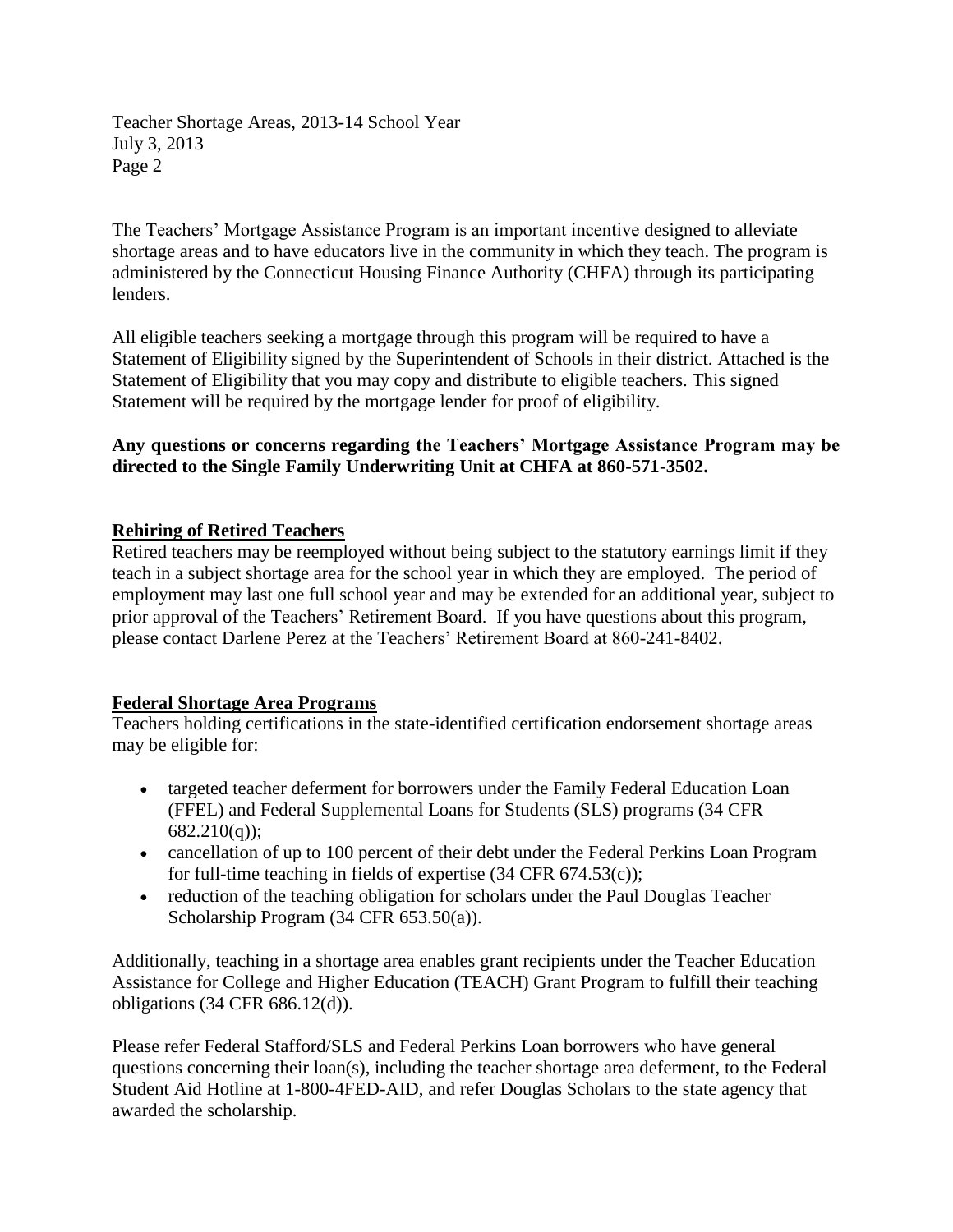The Teachers' Mortgage Assistance Program is an important incentive designed to alleviate shortage areas and to have educators live in the community in which they teach. The program is administered by the Connecticut Housing Finance Authority (CHFA) through its participating lenders.

All eligible teachers seeking a mortgage through this program will be required to have a Statement of Eligibility signed by the Superintendent of Schools in their district. Attached is the Statement of Eligibility that you may copy and distribute to eligible teachers. This signed Statement will be required by the mortgage lender for proof of eligibility.

**Any questions or concerns regarding the Teachers' Mortgage Assistance Program may be directed to the Single Family Underwriting Unit at CHFA at 860-571-3502.**

## Rehiring of Retired Teachers

Retired teachers may be reemployed without being subject to the statutory earnings limit if they teach in a subject shortage area for the school year in which they are employed. The period of employment may last one full school year and may be extended for an additional year, subject to prior approval of the Teachers' Retirement Board. If you have questions about this program, please contact Darlene Perez at the Teachers' Retirement Board at 860-241-8402.

## Federal Shortage Area Programs

Teachers holding certifications in the state-identified certification endorsement shortage areas may be eligible for:

- targeted teacher deferment for borrowers under the Family Federal Education Loan (FFEL) and Federal Supplemental Loans for Students (SLS) programs (34 CFR 682.210(q));
- cancellation of up to 100 percent of their debt under the Federal Perkins Loan Program for full-time teaching in fields of expertise (34 CFR 674.53(c));
- reduction of the teaching obligation for scholars under the Paul Douglas Teacher Scholarship Program (34 CFR 653.50(a)).

Additionally, teaching in a shortage area enables grant recipients under the Teacher Education Assistance for College and Higher Education (TEACH) Grant Program to fulfill their teaching obligations (34 CFR 686.12(d)).

Please refer Federal Stafford/SLS and Federal Perkins Loan borrowers who have general questions concerning their loan(s), including the teacher shortage area deferment, to the Federal Student Aid Hotline at 1-800-4FED-AID, and refer Douglas Scholars to the state agency that awarded the scholarship.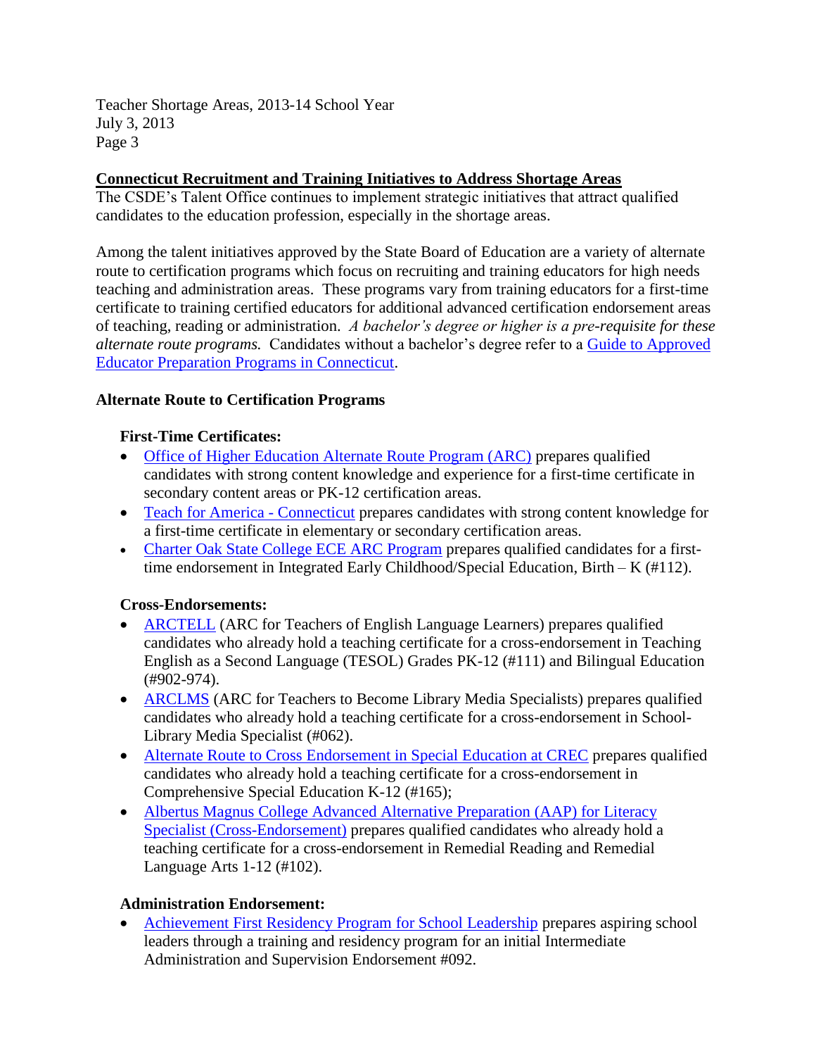## Connecticut Recruitment and Training Initiatives to Address Shortage Areas

The CSDE's Talent Office continues to implement strategic initiatives that attract qualified candidates to the education profession, especially in the shortage areas.

Among the talent initiatives approved by the State Board of Education are a variety of alternate route to certification programs which focus on recruiting and training educators for high needs teaching and administration areas. These programs vary from training educators for a first-time certificate to training certified educators for additional advanced certification endorsement areas of teaching, reading or administration. *A bachelor's degree or higher is a pre-requisite for these alternate route programs.* Candidates without a bachelor's degree refer to a Guide to Approved Educator Preparation Programs in Connecticut.

### Alternate Route to Certification Programs

#### First-Time Certificates:

- Office of Higher Education Alternate Route Program (ARC) prepares qualified candidates with strong content knowledge and experience for a first-time certificate in secondary content areas or PK-12 certification areas.
- Teach for America - Connecticut prepares candidates with strong content knowledge for a first-time certificate in elementary or secondary certification areas.
- Charter Oak State College ECE ARC Program prepares qualified candidates for a first-time endorsement in Integrated Early Childhood/Special Education, Birth – K (#112).

#### Cross-Endorsements:

- ARCTELL (ARC for Teachers of English Language Learners) prepares qualified candidates who already hold a teaching certificate for a cross-endorsement in Teaching English as a Second Language (TESOL) Grades PK-12 (#111) and Bilingual Education (#902-974).
- ARCLMS (ARC for Teachers to Become Library Media Specialists) prepares qualified candidates who already hold a teaching certificate for a cross-endorsement in School-Library Media Specialist (#062).
- Alternate Route to Cross Endorsement in Special Education at CREC prepares qualified candidates who already hold a teaching certificate for a cross-endorsement in Comprehensive Special Education K-12 (#165);
- Albertus Magnus College Advanced Alternative Preparation (AAP) for Literacy Specialist (Cross-Endorsement) prepares qualified candidates who already hold a teaching certificate for a cross-endorsement in Remedial Reading and Remedial Language Arts 1-12 (#102).

#### Administration Endorsement:

- Achievement First Residency Program for School Leadership prepares aspiring school leaders through a training and residency program for an initial Intermediate Administration and Supervision Endorsement #092.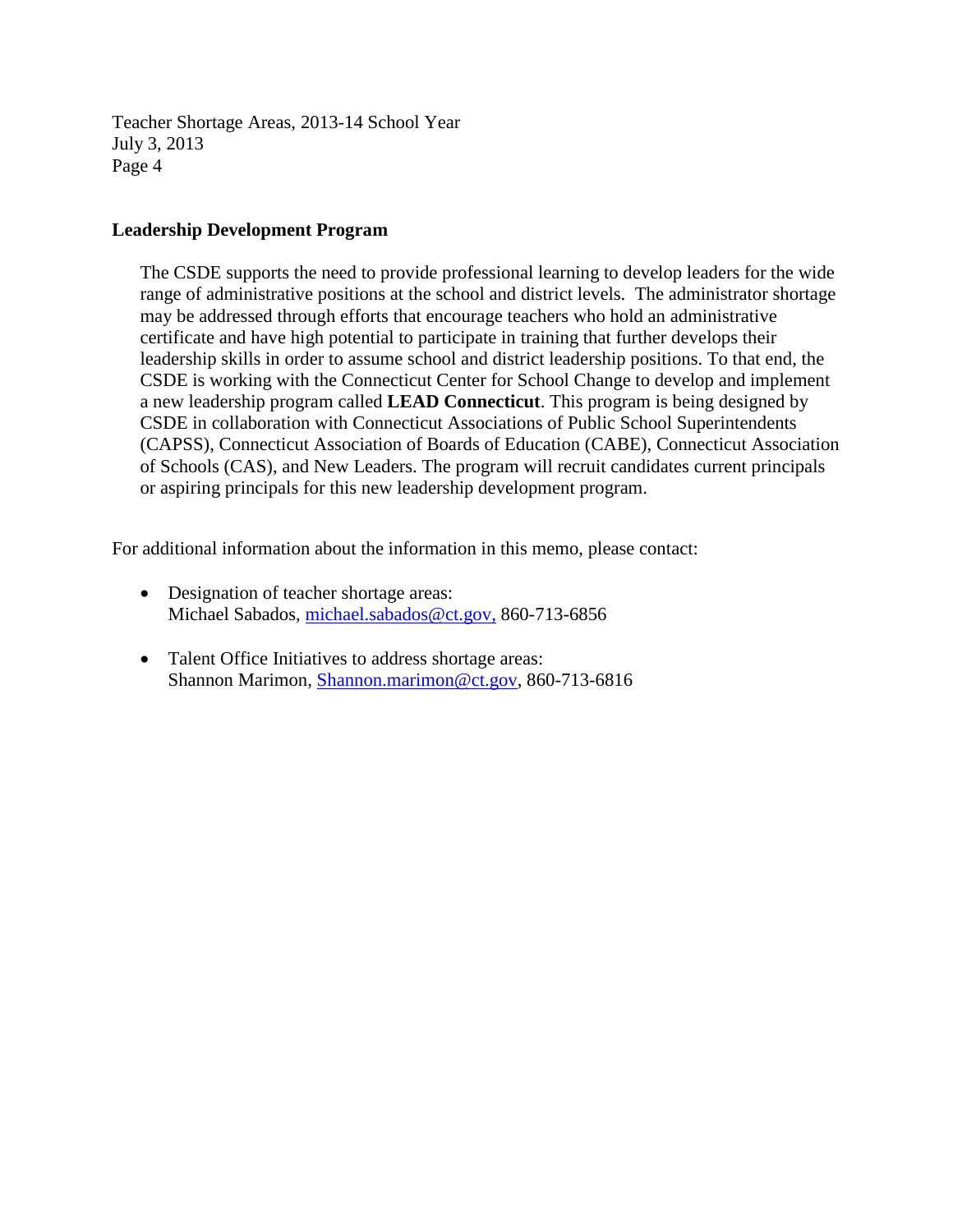## Leadership Development Program

The CSDE supports the need to provide professional learning to develop leaders for the wide range of administrative positions at the school and district levels. The administrator shortage may be addressed through efforts that encourage teachers who hold an administrative certificate and have high potential to participate in training that further develops their leadership skills in order to assume school and district leadership positions. To that end, the CSDE is working with the Connecticut Center for School Change to develop and implement a new leadership program called **LEAD Connecticut**. This program is being designed by CSDE in collaboration with Connecticut Associations of Public School Superintendents (CAPSS), Connecticut Association of Boards of Education (CABE), Connecticut Association of Schools (CAS), and New Leaders. The program will recruit candidates current principals or aspiring principals for this new leadership development program.

For additional information about the information in this memo, please contact:

- Designation of teacher shortage areas:
  Michael Sabados, michael.sabados@ct.gov, 860-713-6856

- Talent Office Initiatives to address shortage areas:
  Shannon Marimon, Shannon.marimon@ct.gov, 860-713-6816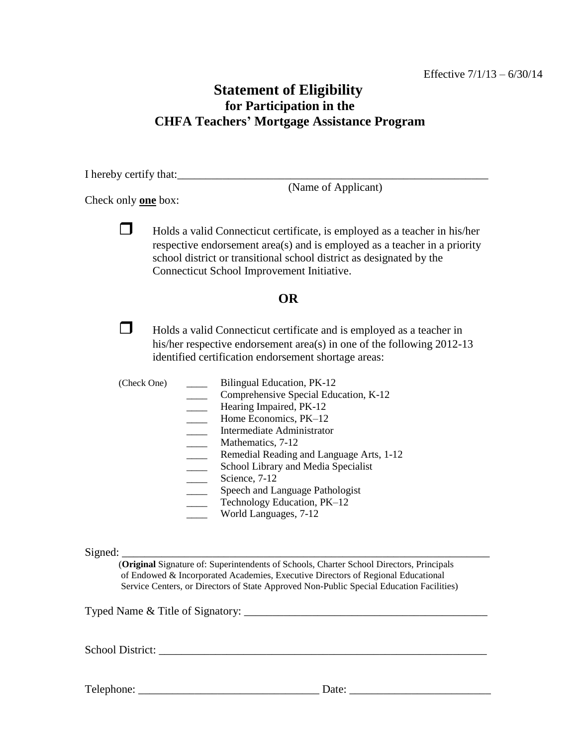Effective 7/1/13 – 6/30/14

# Statement of Eligibility
## for Participation in the
## CHFA Teachers' Mortgage Assistance Program

I hereby certify that:_______________________________________________________
(Name of Applicant)

Check only **one** box:

❐ Holds a valid Connecticut certificate, is employed as a teacher in his/her respective endorsement area(s) and is employed as a teacher in a priority school district or transitional school district as designated by the Connecticut School Improvement Initiative.

**OR**

❐ Holds a valid Connecticut certificate and is employed as a teacher in his/her respective endorsement area(s) in one of the following 2012-13 identified certification endorsement shortage areas:

(Check One)

____ Bilingual Education, PK-12
____ Comprehensive Special Education, K-12
____ Hearing Impaired, PK-12
____ Home Economics, PK–12
____ Intermediate Administrator
____ Mathematics, 7-12
____ Remedial Reading and Language Arts, 1-12
____ School Library and Media Specialist
____ Science, 7-12
____ Speech and Language Pathologist
____ Technology Education, PK–12
____ World Languages, 7-12

Signed: ____________________________________________________________________
(**Original** Signature of: Superintendents of Schools, Charter School Directors, Principals of Endowed & Incorporated Academies, Executive Directors of Regional Educational Service Centers, or Directors of State Approved Non-Public Special Education Facilities)

Typed Name & Title of Signatory: ____________________________________________

School District: ____________________________________________________________

Telephone: _______________________________ Date: ________________________